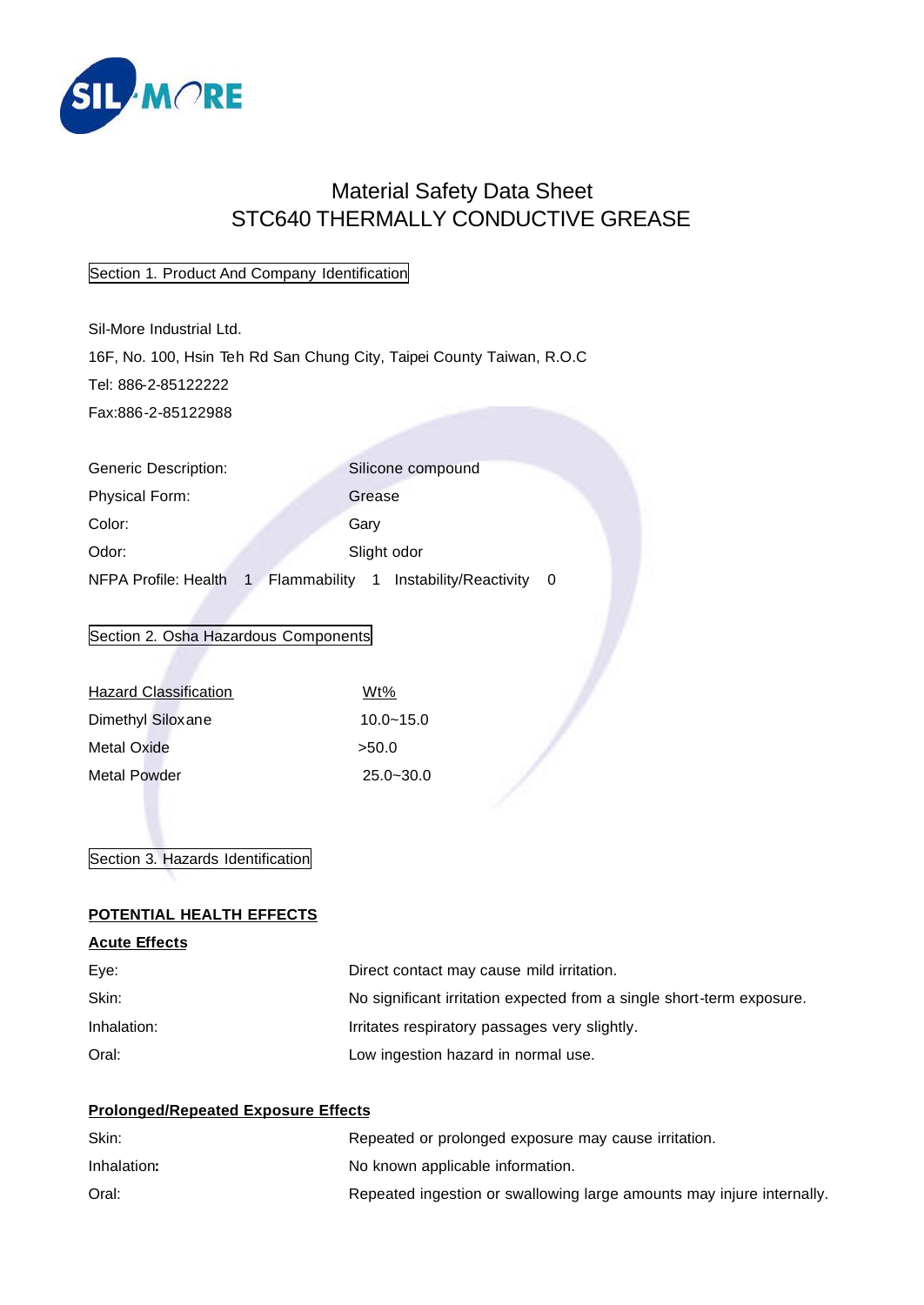# Material Safety Data Sheet
# STC640 THERMALLY CONDUCTIVE GREASE

## Section 1. Product And Company Identification

Sil-More Industrial Ltd.

16F, No. 100, Hsin Teh Rd San Chung City, Taipei County Taiwan, R.O.C

Tel: 886-2-85122222

Fax:886-2-85122988

| | |
|---|---|
| Generic Description: | Silicone compound |
| Physical Form: | Grease |
| Color: | Gary |
| Odor: | Slight odor |

NFPA Profile: Health 1 Flammability 1 Instability/Reactivity 0

## Section 2. Osha Hazardous Components

| Hazard Classification | Wt% |
|---|---|
| Dimethyl Siloxane | 10.0~15.0 |
| Metal Oxide | >50.0 |
| Metal Powder | 25.0~30.0 |

## Section 3. Hazards Identification

**POTENTIAL HEALTH EFFECTS**

**Acute Effects**

| | |
|---|---|
| Eye: | Direct contact may cause mild irritation. |
| Skin: | No significant irritation expected from a single short-term exposure. |
| Inhalation: | Irritates respiratory passages very slightly. |
| Oral: | Low ingestion hazard in normal use. |

**Prolonged/Repeated Exposure Effects**

| | |
|---|---|
| Skin: | Repeated or prolonged exposure may cause irritation. |
| Inhalation: | No known applicable information. |
| Oral: | Repeated ingestion or swallowing large amounts may injure internally. |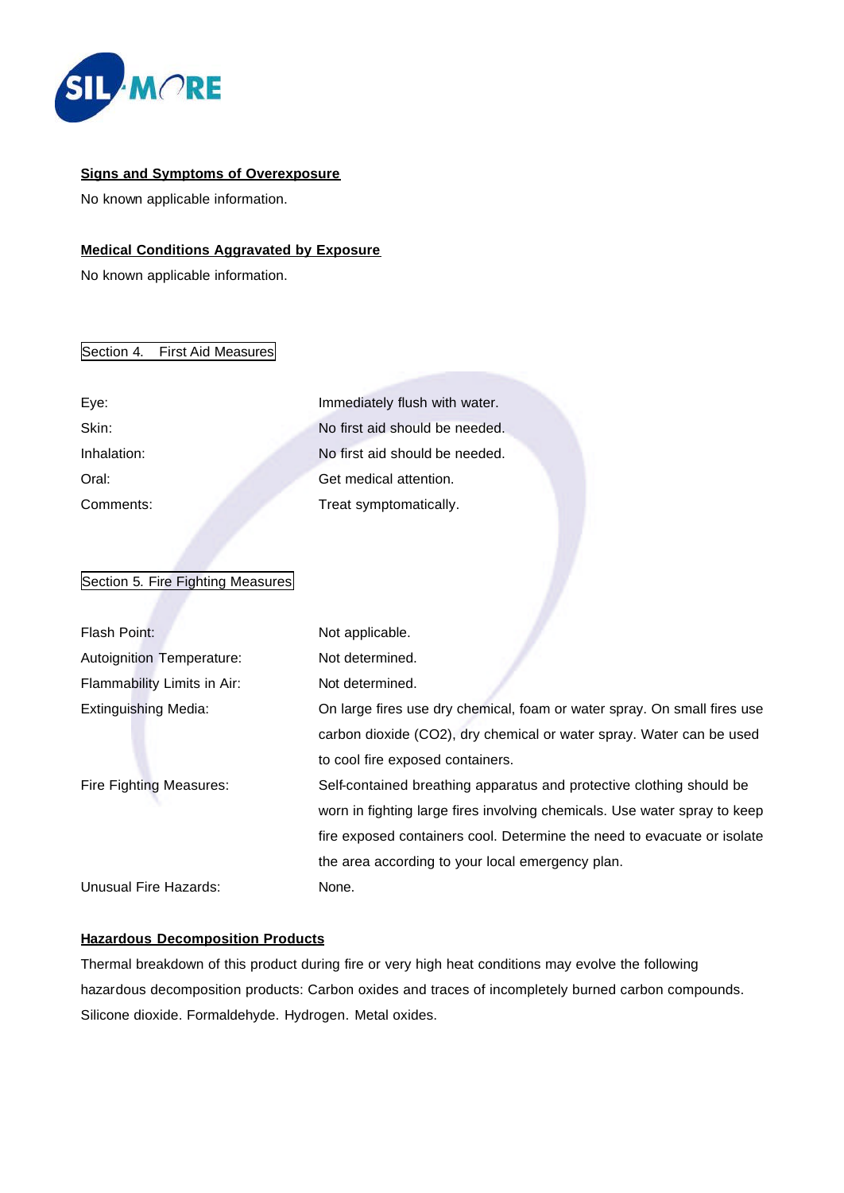### Signs and Symptoms of Overexposure

No known applicable information.

### Medical Conditions Aggravated by Exposure

No known applicable information.

## Section 4. First Aid Measures

| | |
|---|---|
| Eye: | Immediately flush with water. |
| Skin: | No first aid should be needed. |
| Inhalation: | No first aid should be needed. |
| Oral: | Get medical attention. |
| Comments: | Treat symptomatically. |

## Section 5. Fire Fighting Measures

| | |
|---|---|
| Flash Point: | Not applicable. |
| Autoignition Temperature: | Not determined. |
| Flammability Limits in Air: | Not determined. |
| Extinguishing Media: | On large fires use dry chemical, foam or water spray. On small fires use carbon dioxide ($CO_2$), dry chemical or water spray. Water can be used to cool fire exposed containers. |
| Fire Fighting Measures: | Self-contained breathing apparatus and protective clothing should be worn in fighting large fires involving chemicals. Use water spray to keep fire exposed containers cool. Determine the need to evacuate or isolate the area according to your local emergency plan. |
| Unusual Fire Hazards: | None. |

### Hazardous Decomposition Products

Thermal breakdown of this product during fire or very high heat conditions may evolve the following hazardous decomposition products: Carbon oxides and traces of incompletely burned carbon compounds. Silicone dioxide. Formaldehyde. Hydrogen. Metal oxides.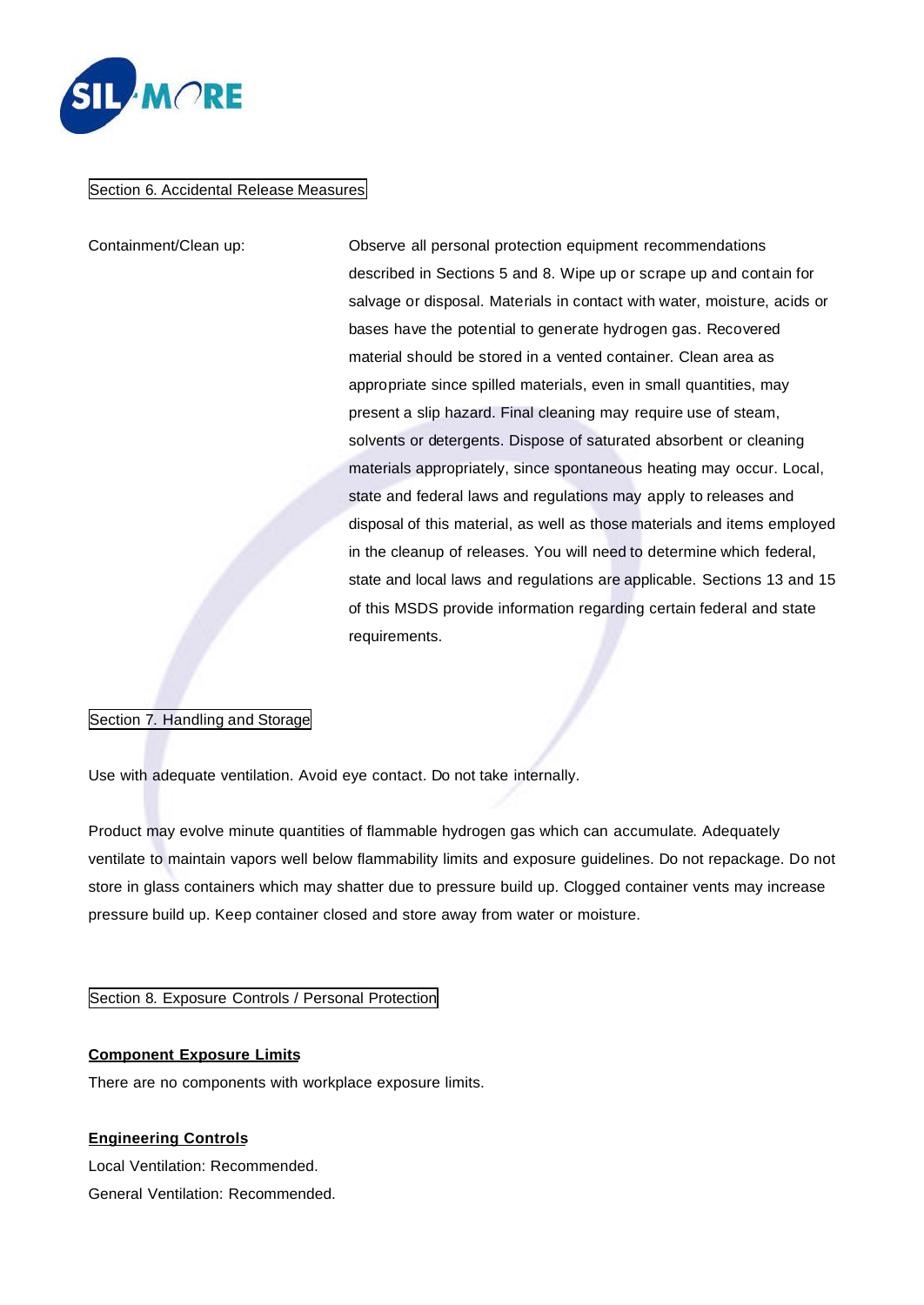## Section 6. Accidental Release Measures

Containment/Clean up: Observe all personal protection equipment recommendations described in Sections 5 and 8. Wipe up or scrape up and contain for salvage or disposal. Materials in contact with water, moisture, acids or bases have the potential to generate hydrogen gas. Recovered material should be stored in a vented container. Clean area as appropriate since spilled materials, even in small quantities, may present a slip hazard. Final cleaning may require use of steam, solvents or detergents. Dispose of saturated absorbent or cleaning materials appropriately, since spontaneous heating may occur. Local, state and federal laws and regulations may apply to releases and disposal of this material, as well as those materials and items employed in the cleanup of releases. You will need to determine which federal, state and local laws and regulations are applicable. Sections 13 and 15 of this MSDS provide information regarding certain federal and state requirements.

## Section 7. Handling and Storage

Use with adequate ventilation. Avoid eye contact. Do not take internally.

Product may evolve minute quantities of flammable hydrogen gas which can accumulate. Adequately ventilate to maintain vapors well below flammability limits and exposure guidelines. Do not repackage. Do not store in glass containers which may shatter due to pressure build up. Clogged container vents may increase pressure build up. Keep container closed and store away from water or moisture.

## Section 8. Exposure Controls / Personal Protection

**Component Exposure Limits**

There are no components with workplace exposure limits.

**Engineering Controls**

Local Ventilation: Recommended.

General Ventilation: Recommended.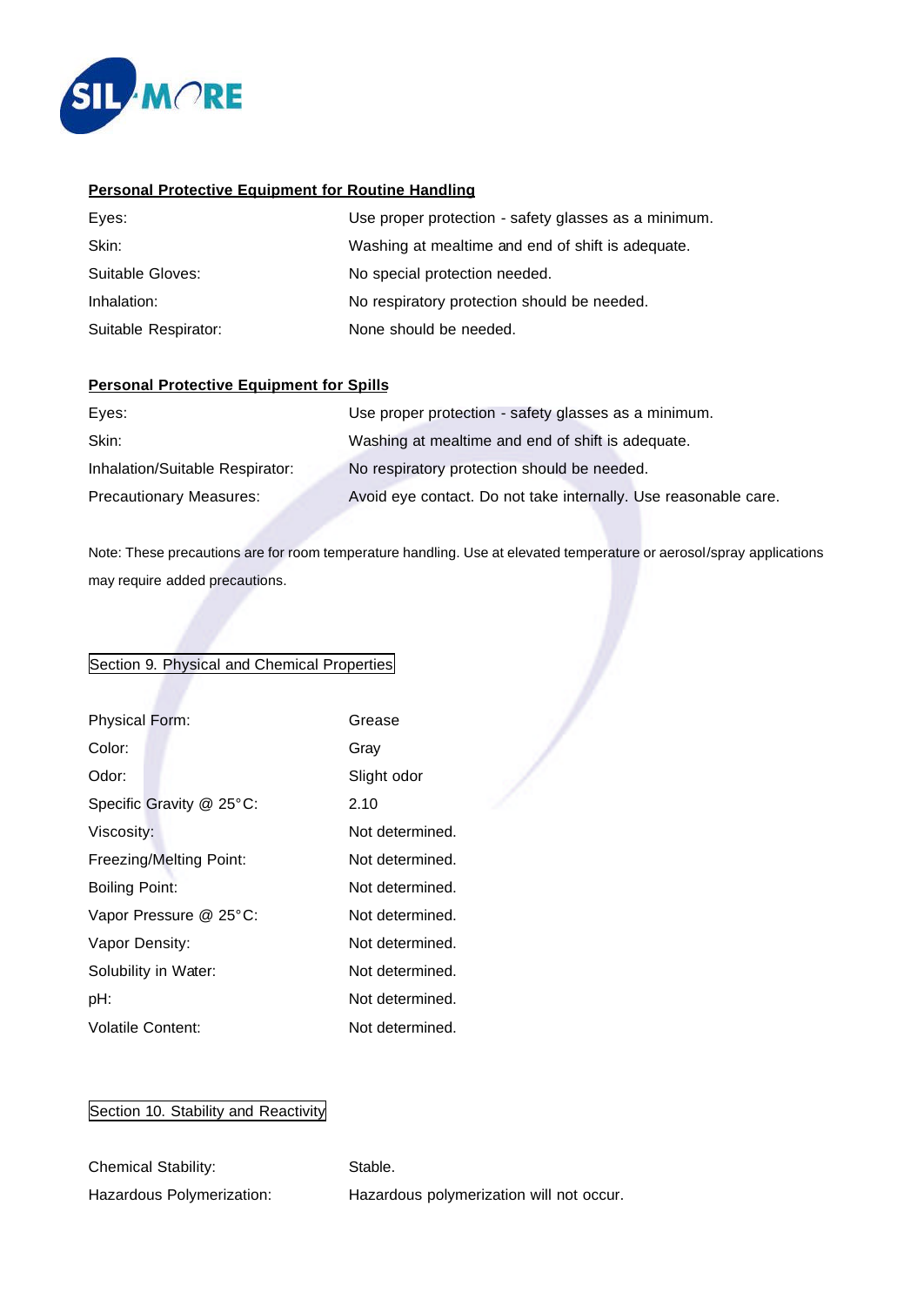**Personal Protective Equipment for Routine Handling**

| | |
|---|---|
| Eyes: | Use proper protection - safety glasses as a minimum. |
| Skin: | Washing at mealtime and end of shift is adequate. |
| Suitable Gloves: | No special protection needed. |
| Inhalation: | No respiratory protection should be needed. |
| Suitable Respirator: | None should be needed. |

**Personal Protective Equipment for Spills**

| | |
|---|---|
| Eyes: | Use proper protection - safety glasses as a minimum. |
| Skin: | Washing at mealtime and end of shift is adequate. |
| Inhalation/Suitable Respirator: | No respiratory protection should be needed. |
| Precautionary Measures: | Avoid eye contact. Do not take internally. Use reasonable care. |

Note: These precautions are for room temperature handling. Use at elevated temperature or aerosol/spray applications may require added precautions.

## Section 9. Physical and Chemical Properties

| | |
|---|---|
| Physical Form: | Grease |
| Color: | Gray |
| Odor: | Slight odor |
| Specific Gravity @ 25°C: | 2.10 |
| Viscosity: | Not determined. |
| Freezing/Melting Point: | Not determined. |
| Boiling Point: | Not determined. |
| Vapor Pressure @ 25°C: | Not determined. |
| Vapor Density: | Not determined. |
| Solubility in Water: | Not determined. |
| pH: | Not determined. |
| Volatile Content: | Not determined. |

## Section 10. Stability and Reactivity

| | |
|---|---|
| Chemical Stability: | Stable. |
| Hazardous Polymerization: | Hazardous polymerization will not occur. |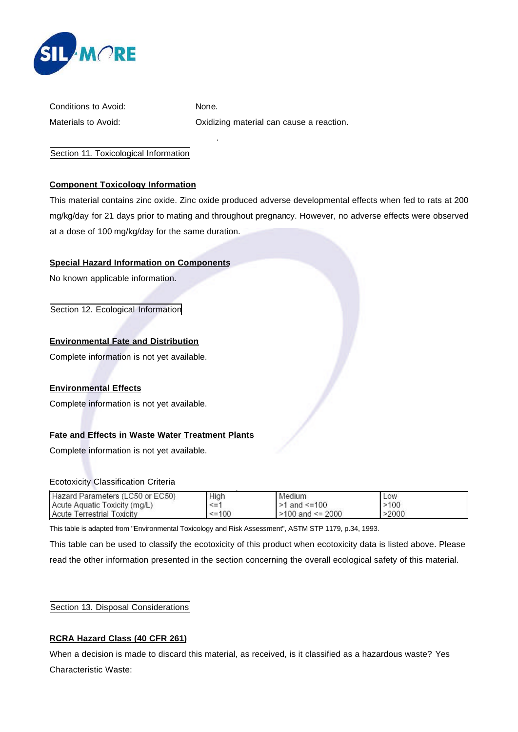Conditions to Avoid: None.

Materials to Avoid: Oxidizing material can cause a reaction.

## Section 11. Toxicological Information

**Component Toxicology Information**

This material contains zinc oxide. Zinc oxide produced adverse developmental effects when fed to rats at 200 mg/kg/day for 21 days prior to mating and throughout pregnancy. However, no adverse effects were observed at a dose of 100 mg/kg/day for the same duration.

**Special Hazard Information on Components**

No known applicable information.

## Section 12. Ecological Information

**Environmental Fate and Distribution**

Complete information is not yet available.

**Environmental Effects**

Complete information is not yet available.

**Fate and Effects in Waste Water Treatment Plants**

Complete information is not yet available.

Ecotoxicity Classification Criteria

| Hazard Parameters (LC50 or EC50) | High | Medium | Low |
|---|---|---|---|
| Acute Aquatic Toxicity (mg/L) | <=1 | >1 and <=100 | >100 |
| Acute Terrestrial Toxicity | <=100 | >100 and <= 2000 | >2000 |

This table is adapted from "Environmental Toxicology and Risk Assessment", ASTM STP 1179, p.34, 1993.

This table can be used to classify the ecotoxicity of this product when ecotoxicity data is listed above. Please read the other information presented in the section concerning the overall ecological safety of this material.

## Section 13. Disposal Considerations

**RCRA Hazard Class (40 CFR 261)**

When a decision is made to discard this material, as received, is it classified as a hazardous waste? Yes

Characteristic Waste: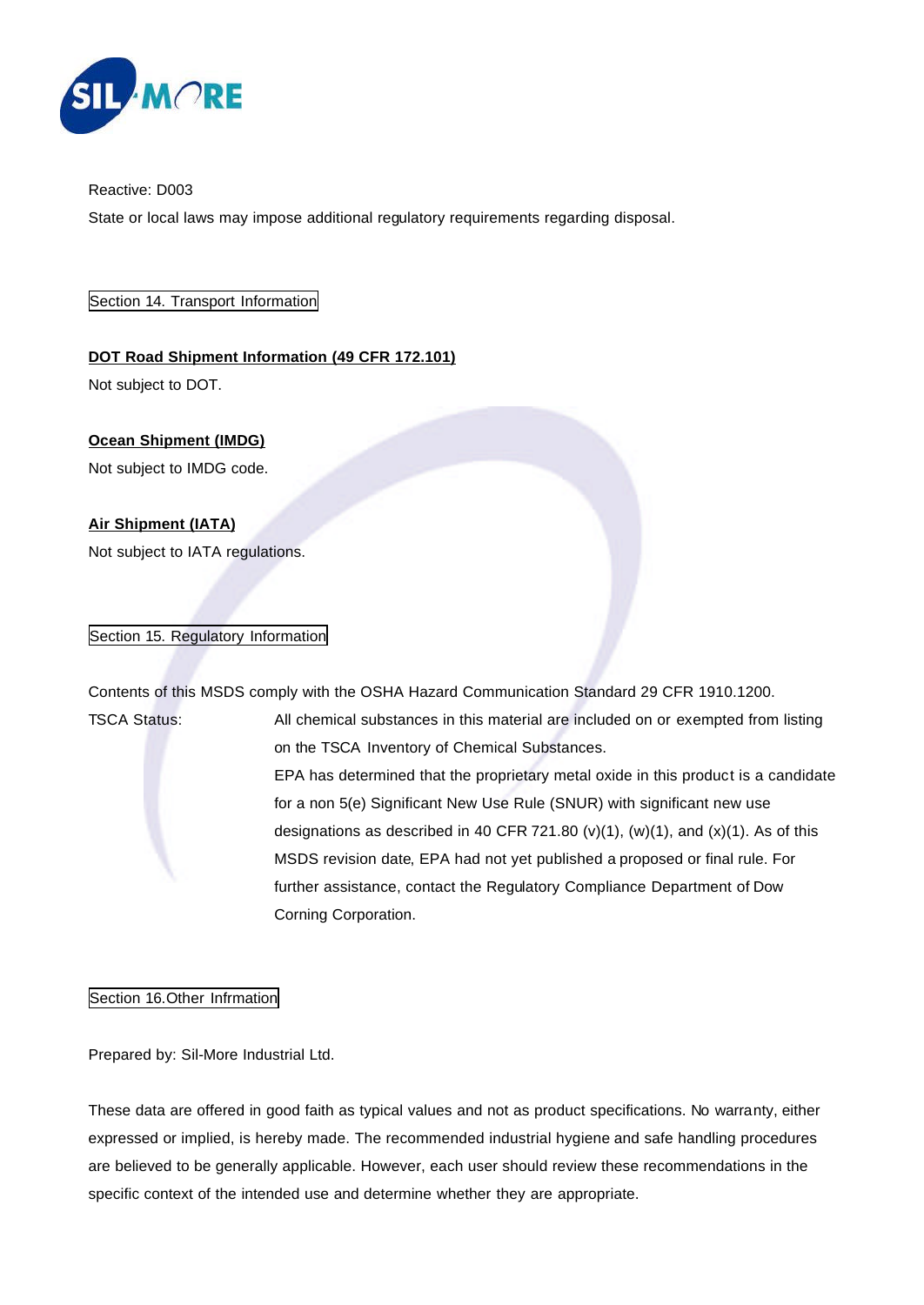Reactive: D003

State or local laws may impose additional regulatory requirements regarding disposal.

## Section 14. Transport Information

**DOT Road Shipment Information (49 CFR 172.101)**

Not subject to DOT.

**Ocean Shipment (IMDG)**

Not subject to IMDG code.

**Air Shipment (IATA)**

Not subject to IATA regulations.

## Section 15. Regulatory Information

Contents of this MSDS comply with the OSHA Hazard Communication Standard 29 CFR 1910.1200.

TSCA Status: All chemical substances in this material are included on or exempted from listing on the TSCA Inventory of Chemical Substances.

EPA has determined that the proprietary metal oxide in this product is a candidate for a non 5(e) Significant New Use Rule (SNUR) with significant new use designations as described in 40 CFR 721.80 (v)(1), (w)(1), and (x)(1). As of this MSDS revision date, EPA had not yet published a proposed or final rule. For further assistance, contact the Regulatory Compliance Department of Dow Corning Corporation.

## Section 16.Other Infrmation

Prepared by: Sil-More Industrial Ltd.

These data are offered in good faith as typical values and not as product specifications. No warranty, either expressed or implied, is hereby made. The recommended industrial hygiene and safe handling procedures are believed to be generally applicable. However, each user should review these recommendations in the specific context of the intended use and determine whether they are appropriate.